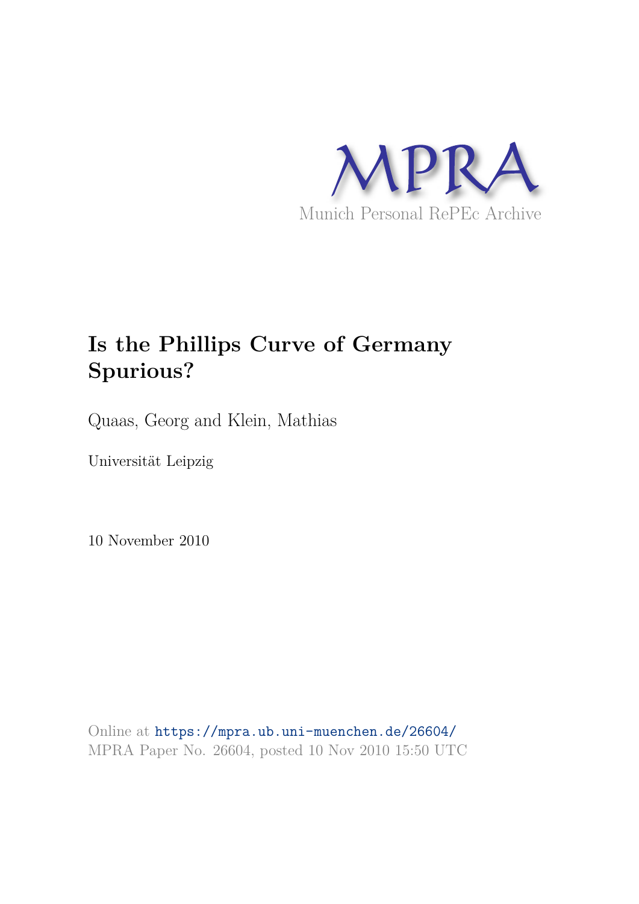MPRA

Munich Personal RePEc Archive

# Is the Phillips Curve of Germany Spurious?

Quaas, Georg and Klein, Mathias

Universität Leipzig

10 November 2010

Online at https://mpra.ub.uni-muenchen.de/26604/
MPRA Paper No. 26604, posted 10 Nov 2010 15:50 UTC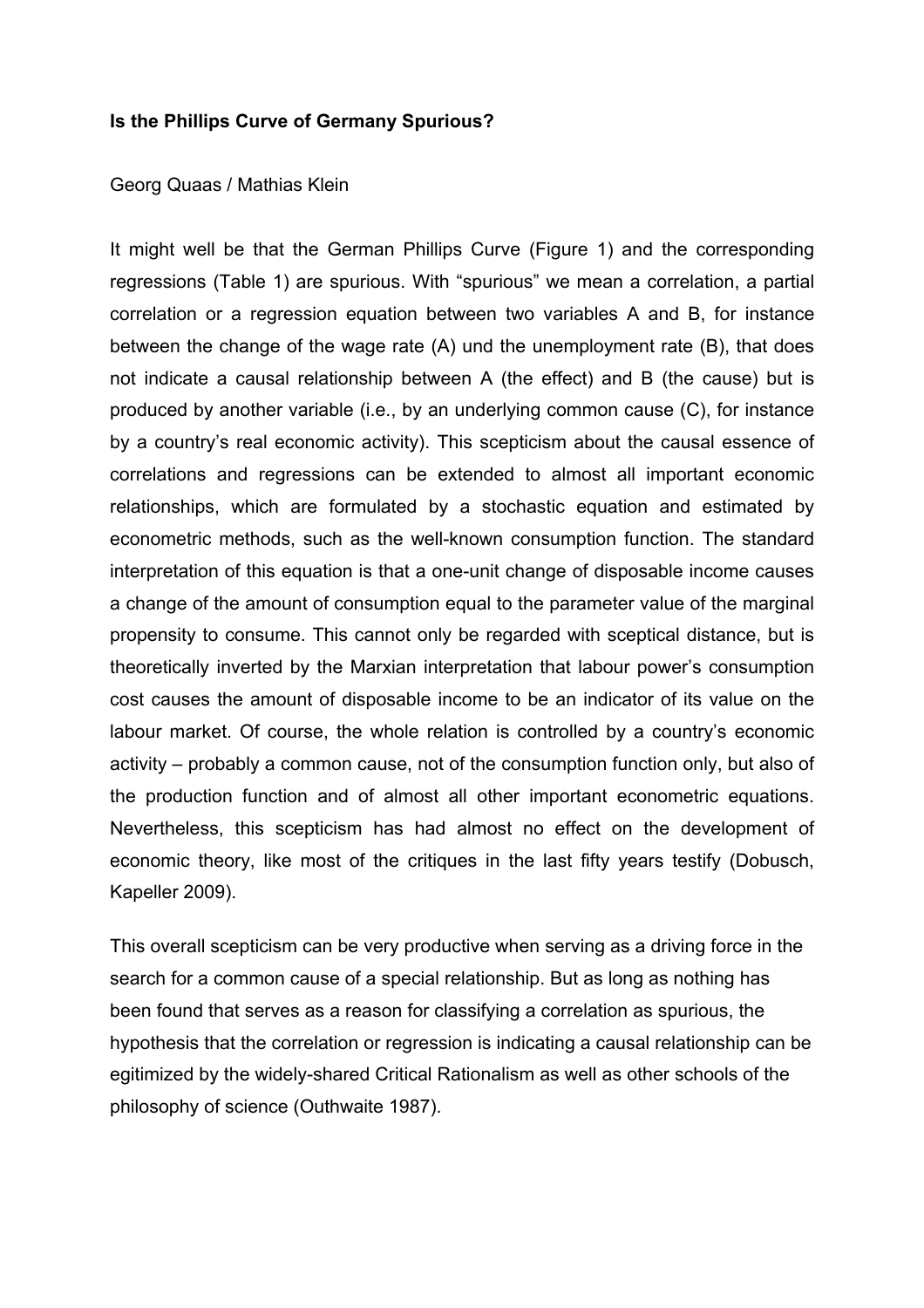**Is the Phillips Curve of Germany Spurious?**

Georg Quaas / Mathias Klein

It might well be that the German Phillips Curve (Figure 1) and the corresponding regressions (Table 1) are spurious. With "spurious" we mean a correlation, a partial correlation or a regression equation between two variables A and B, for instance between the change of the wage rate (A) und the unemployment rate (B), that does not indicate a causal relationship between A (the effect) and B (the cause) but is produced by another variable (i.e., by an underlying common cause (C), for instance by a country's real economic activity). This scepticism about the causal essence of correlations and regressions can be extended to almost all important economic relationships, which are formulated by a stochastic equation and estimated by econometric methods, such as the well-known consumption function. The standard interpretation of this equation is that a one-unit change of disposable income causes a change of the amount of consumption equal to the parameter value of the marginal propensity to consume. This cannot only be regarded with sceptical distance, but is theoretically inverted by the Marxian interpretation that labour power's consumption cost causes the amount of disposable income to be an indicator of its value on the labour market. Of course, the whole relation is controlled by a country's economic activity – probably a common cause, not of the consumption function only, but also of the production function and of almost all other important econometric equations. Nevertheless, this scepticism has had almost no effect on the development of economic theory, like most of the critiques in the last fifty years testify (Dobusch, Kapeller 2009).

This overall scepticism can be very productive when serving as a driving force in the search for a common cause of a special relationship. But as long as nothing has been found that serves as a reason for classifying a correlation as spurious, the hypothesis that the correlation or regression is indicating a causal relationship can be egitimized by the widely-shared Critical Rationalism as well as other schools of the philosophy of science (Outhwaite 1987).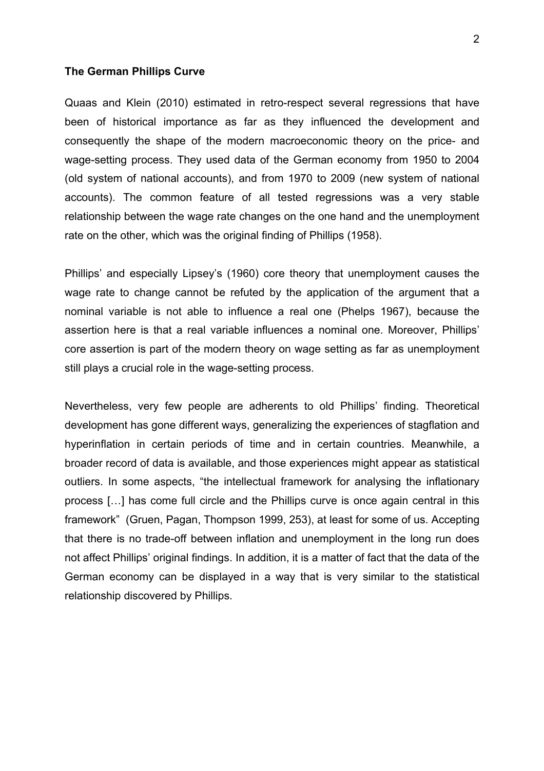**The German Phillips Curve**

Quaas and Klein (2010) estimated in retro-respect several regressions that have been of historical importance as far as they influenced the development and consequently the shape of the modern macroeconomic theory on the price- and wage-setting process. They used data of the German economy from 1950 to 2004 (old system of national accounts), and from 1970 to 2009 (new system of national accounts). The common feature of all tested regressions was a very stable relationship between the wage rate changes on the one hand and the unemployment rate on the other, which was the original finding of Phillips (1958).

Phillips' and especially Lipsey's (1960) core theory that unemployment causes the wage rate to change cannot be refuted by the application of the argument that a nominal variable is not able to influence a real one (Phelps 1967), because the assertion here is that a real variable influences a nominal one. Moreover, Phillips' core assertion is part of the modern theory on wage setting as far as unemployment still plays a crucial role in the wage-setting process.

Nevertheless, very few people are adherents to old Phillips' finding. Theoretical development has gone different ways, generalizing the experiences of stagflation and hyperinflation in certain periods of time and in certain countries. Meanwhile, a broader record of data is available, and those experiences might appear as statistical outliers. In some aspects, "the intellectual framework for analysing the inflationary process […] has come full circle and the Phillips curve is once again central in this framework" (Gruen, Pagan, Thompson 1999, 253), at least for some of us. Accepting that there is no trade-off between inflation and unemployment in the long run does not affect Phillips' original findings. In addition, it is a matter of fact that the data of the German economy can be displayed in a way that is very similar to the statistical relationship discovered by Phillips.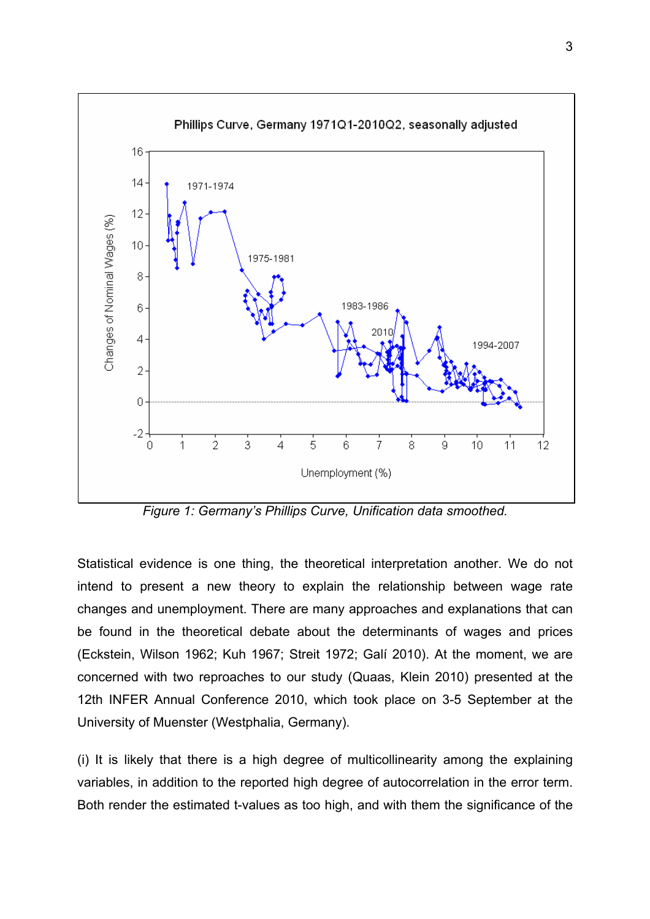*Figure 1: Germany's Phillips Curve, Unification data smoothed.*

Statistical evidence is one thing, the theoretical interpretation another. We do not intend to present a new theory to explain the relationship between wage rate changes and unemployment. There are many approaches and explanations that can be found in the theoretical debate about the determinants of wages and prices (Eckstein, Wilson 1962; Kuh 1967; Streit 1972; Galí 2010). At the moment, we are concerned with two reproaches to our study (Quaas, Klein 2010) presented at the 12th INFER Annual Conference 2010, which took place on 3-5 September at the University of Muenster (Westphalia, Germany).

(i) It is likely that there is a high degree of multicollinearity among the explaining variables, in addition to the reported high degree of autocorrelation in the error term. Both render the estimated t-values as too high, and with them the significance of the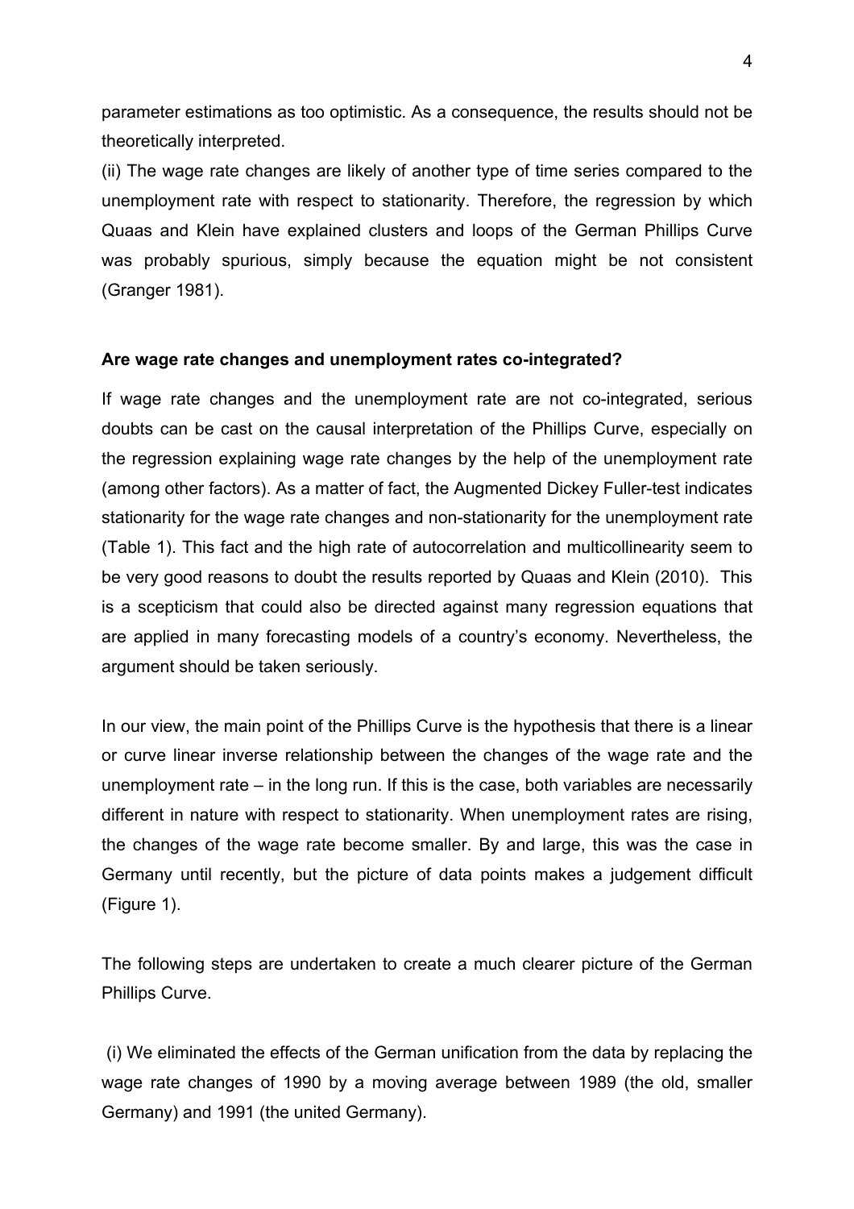parameter estimations as too optimistic. As a consequence, the results should not be theoretically interpreted.

(ii) The wage rate changes are likely of another type of time series compared to the unemployment rate with respect to stationarity. Therefore, the regression by which Quaas and Klein have explained clusters and loops of the German Phillips Curve was probably spurious, simply because the equation might be not consistent (Granger 1981).

**Are wage rate changes and unemployment rates co-integrated?**

If wage rate changes and the unemployment rate are not co-integrated, serious doubts can be cast on the causal interpretation of the Phillips Curve, especially on the regression explaining wage rate changes by the help of the unemployment rate (among other factors). As a matter of fact, the Augmented Dickey Fuller-test indicates stationarity for the wage rate changes and non-stationarity for the unemployment rate (Table 1). This fact and the high rate of autocorrelation and multicollinearity seem to be very good reasons to doubt the results reported by Quaas and Klein (2010). This is a scepticism that could also be directed against many regression equations that are applied in many forecasting models of a country's economy. Nevertheless, the argument should be taken seriously.

In our view, the main point of the Phillips Curve is the hypothesis that there is a linear or curve linear inverse relationship between the changes of the wage rate and the unemployment rate – in the long run. If this is the case, both variables are necessarily different in nature with respect to stationarity. When unemployment rates are rising, the changes of the wage rate become smaller. By and large, this was the case in Germany until recently, but the picture of data points makes a judgement difficult (Figure 1).

The following steps are undertaken to create a much clearer picture of the German Phillips Curve.

(i) We eliminated the effects of the German unification from the data by replacing the wage rate changes of 1990 by a moving average between 1989 (the old, smaller Germany) and 1991 (the united Germany).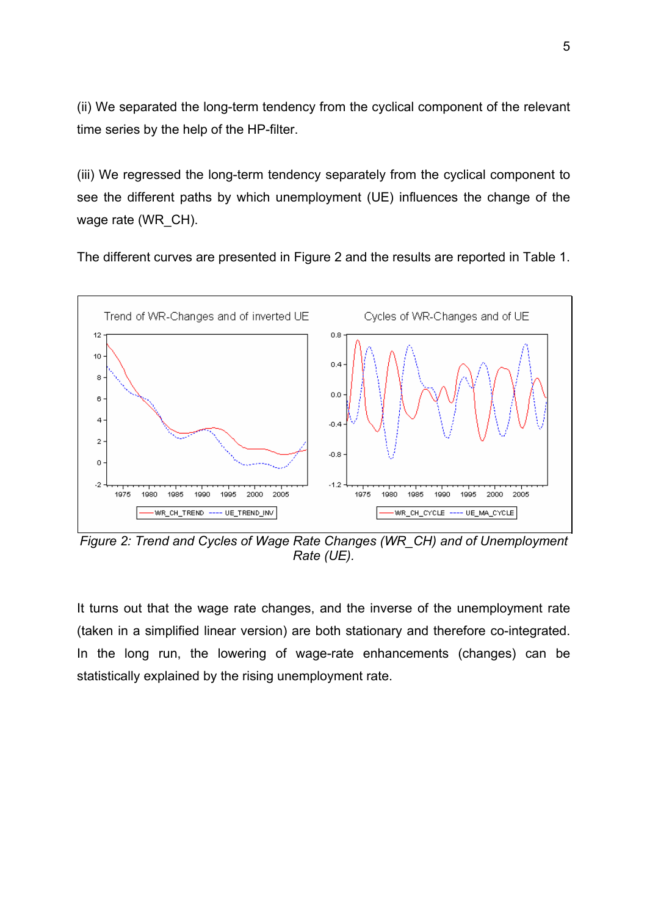(ii) We separated the long-term tendency from the cyclical component of the relevant time series by the help of the HP-filter.

(iii) We regressed the long-term tendency separately from the cyclical component to see the different paths by which unemployment (UE) influences the change of the wage rate (WR_CH).

The different curves are presented in Figure 2 and the results are reported in Table 1.

*Figure 2: Trend and Cycles of Wage Rate Changes (WR_CH) and of Unemployment Rate (UE).*

It turns out that the wage rate changes, and the inverse of the unemployment rate (taken in a simplified linear version) are both stationary and therefore co-integrated. In the long run, the lowering of wage-rate enhancements (changes) can be statistically explained by the rising unemployment rate.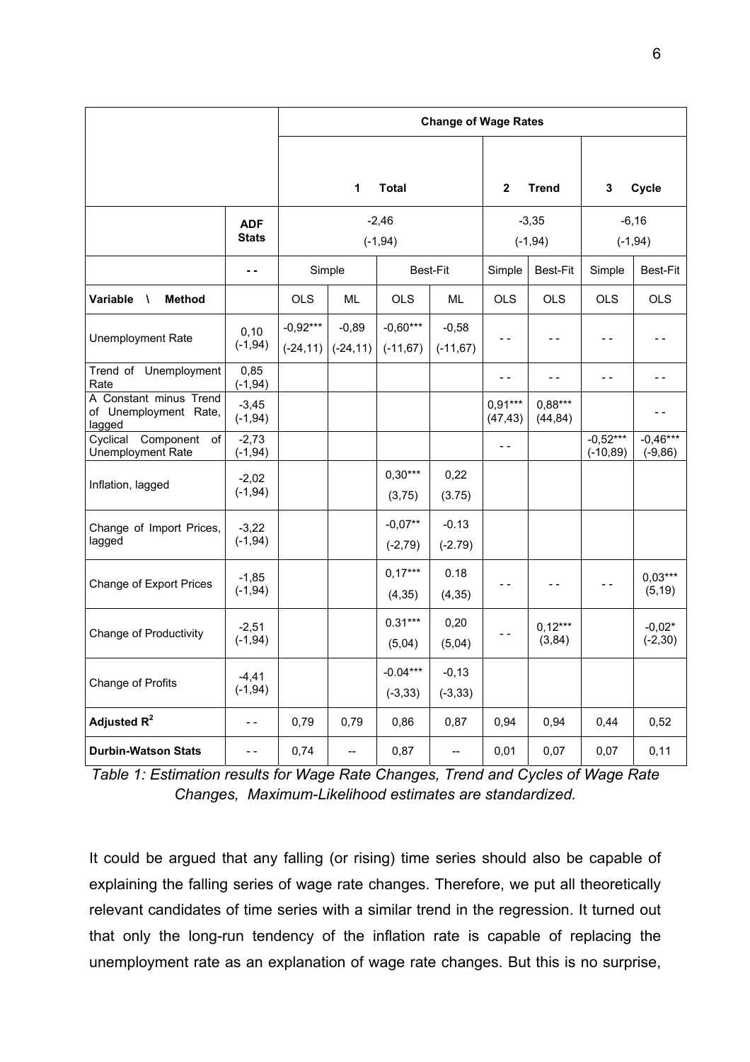| | | Change of Wage Rates | | | | | | | |
|---|---|---|---|---|---|---|---|---|---|
| | | 1 Total | | | | 2 Trend | | 3 Cycle | |
| | ADF Stats | -2,46 (-1,94) | | | | -3,35 (-1,94) | | -6,16 (-1,94) | |
| | - - | Simple | | Best-Fit | | Simple | Best-Fit | Simple | Best-Fit |
| **Variable \ Method** | | OLS | ML | OLS | ML | OLS | OLS | OLS | OLS |
| Unemployment Rate | 0,10 (-1,94) | -0,92*** (-24,11) | -0,89 (-24,11) | -0,60*** (-11,67) | -0,58 (-11,67) | - - | - - | - - | - - |
| Trend of Unemployment Rate | 0,85 (-1,94) | | | | | - - | - - | - - | - - |
| A Constant minus Trend of Unemployment Rate, lagged | -3,45 (-1,94) | | | | | 0,91*** (47,43) | 0,88*** (44,84) | | - - |
| Cyclical Component of Unemployment Rate | -2,73 (-1,94) | | | | | - - | | -0,52*** (-10,89) | -0,46*** (-9,86) |
| Inflation, lagged | -2,02 (-1,94) | | | 0,30*** (3,75) | 0,22 (3.75) | | | | |
| Change of Import Prices, lagged | -3,22 (-1,94) | | | -0,07** (-2,79) | -0.13 (-2.79) | | | | |
| Change of Export Prices | -1,85 (-1,94) | | | 0,17*** (4,35) | 0.18 (4,35) | - - | - - | - - | 0,03*** (5,19) |
| Change of Productivity | -2,51 (-1,94) | | | 0.31*** (5,04) | 0,20 (5,04) | - - | 0,12*** (3,84) | | -0,02* (-2,30) |
| Change of Profits | -4,41 (-1,94) | | | -0.04*** (-3,33) | -0,13 (-3,33) | | | | |
| **Adjusted $R^2$** | - - | 0,79 | 0,79 | 0,86 | 0,87 | 0,94 | 0,94 | 0,44 | 0,52 |
| **Durbin-Watson Stats** | - - | 0,74 | -- | 0,87 | -- | 0,01 | 0,07 | 0,07 | 0,11 |

*Table 1: Estimation results for Wage Rate Changes, Trend and Cycles of Wage Rate Changes, Maximum-Likelihood estimates are standardized.*

It could be argued that any falling (or rising) time series should also be capable of explaining the falling series of wage rate changes. Therefore, we put all theoretically relevant candidates of time series with a similar trend in the regression. It turned out that only the long-run tendency of the inflation rate is capable of replacing the unemployment rate as an explanation of wage rate changes. But this is no surprise,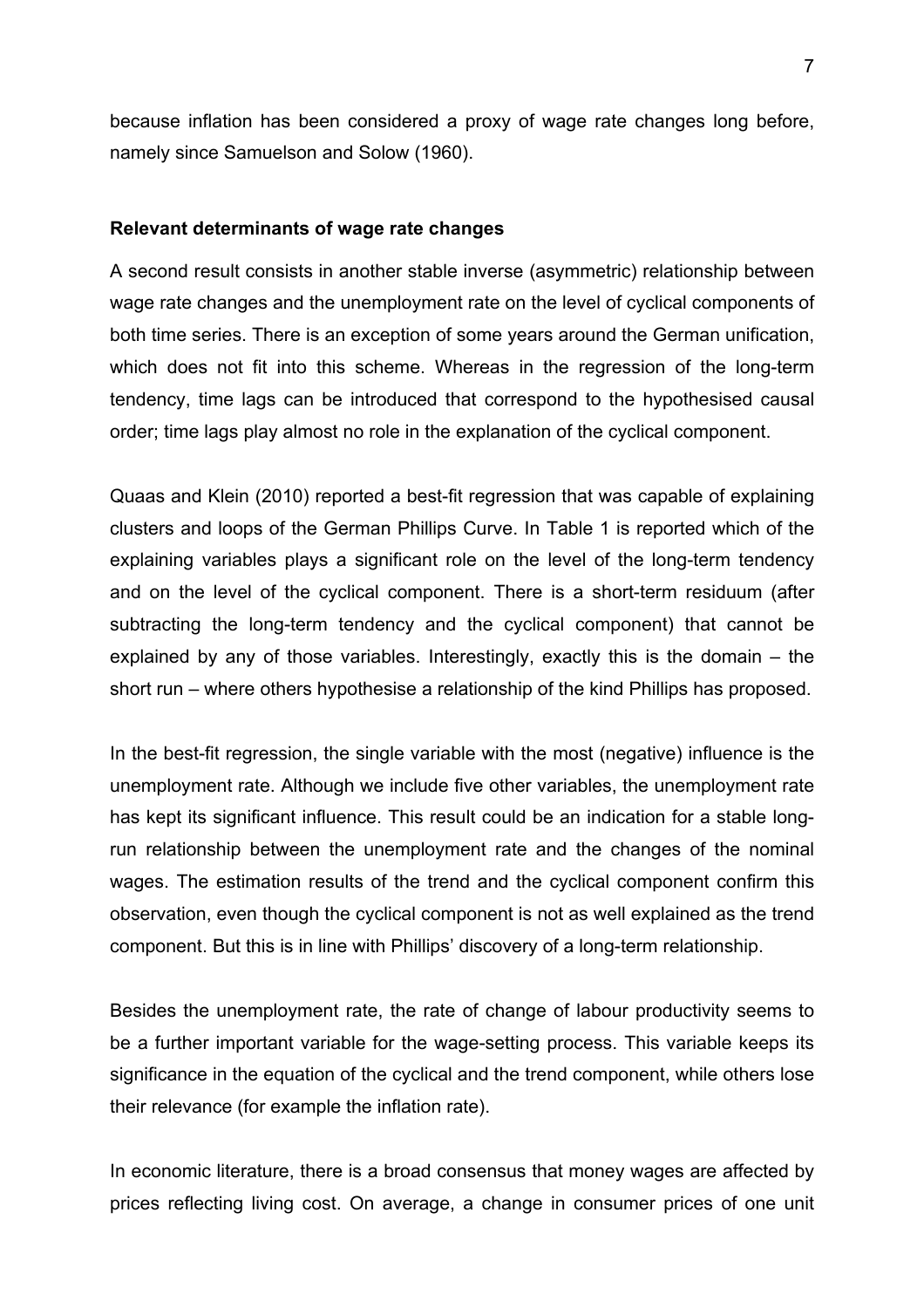because inflation has been considered a proxy of wage rate changes long before, namely since Samuelson and Solow (1960).

**Relevant determinants of wage rate changes**

A second result consists in another stable inverse (asymmetric) relationship between wage rate changes and the unemployment rate on the level of cyclical components of both time series. There is an exception of some years around the German unification, which does not fit into this scheme. Whereas in the regression of the long-term tendency, time lags can be introduced that correspond to the hypothesised causal order; time lags play almost no role in the explanation of the cyclical component.

Quaas and Klein (2010) reported a best-fit regression that was capable of explaining clusters and loops of the German Phillips Curve. In Table 1 is reported which of the explaining variables plays a significant role on the level of the long-term tendency and on the level of the cyclical component. There is a short-term residuum (after subtracting the long-term tendency and the cyclical component) that cannot be explained by any of those variables. Interestingly, exactly this is the domain – the short run – where others hypothesise a relationship of the kind Phillips has proposed.

In the best-fit regression, the single variable with the most (negative) influence is the unemployment rate. Although we include five other variables, the unemployment rate has kept its significant influence. This result could be an indication for a stable long-run relationship between the unemployment rate and the changes of the nominal wages. The estimation results of the trend and the cyclical component confirm this observation, even though the cyclical component is not as well explained as the trend component. But this is in line with Phillips' discovery of a long-term relationship.

Besides the unemployment rate, the rate of change of labour productivity seems to be a further important variable for the wage-setting process. This variable keeps its significance in the equation of the cyclical and the trend component, while others lose their relevance (for example the inflation rate).

In economic literature, there is a broad consensus that money wages are affected by prices reflecting living cost. On average, a change in consumer prices of one unit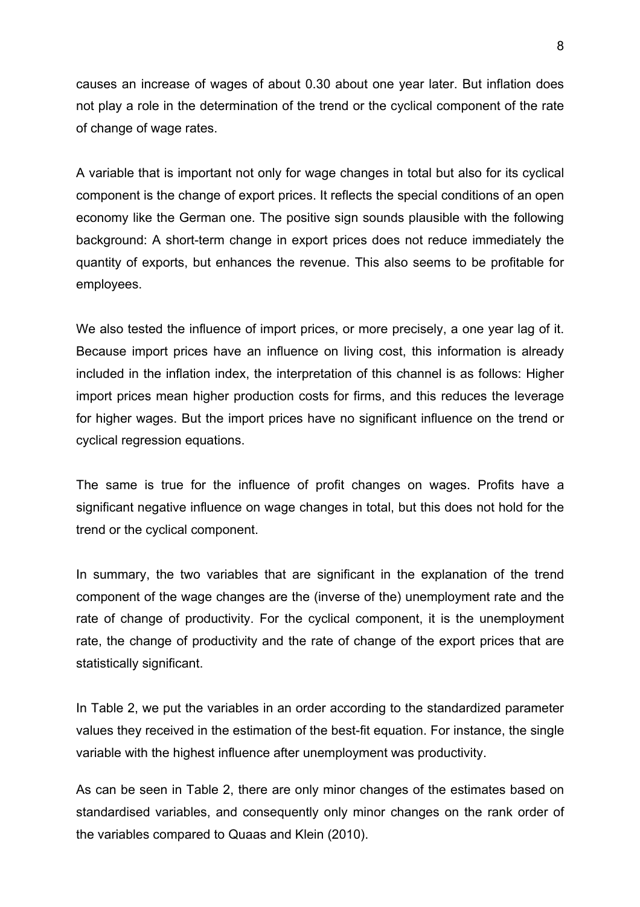causes an increase of wages of about 0.30 about one year later. But inflation does not play a role in the determination of the trend or the cyclical component of the rate of change of wage rates.

A variable that is important not only for wage changes in total but also for its cyclical component is the change of export prices. It reflects the special conditions of an open economy like the German one. The positive sign sounds plausible with the following background: A short-term change in export prices does not reduce immediately the quantity of exports, but enhances the revenue. This also seems to be profitable for employees.

We also tested the influence of import prices, or more precisely, a one year lag of it. Because import prices have an influence on living cost, this information is already included in the inflation index, the interpretation of this channel is as follows: Higher import prices mean higher production costs for firms, and this reduces the leverage for higher wages. But the import prices have no significant influence on the trend or cyclical regression equations.

The same is true for the influence of profit changes on wages. Profits have a significant negative influence on wage changes in total, but this does not hold for the trend or the cyclical component.

In summary, the two variables that are significant in the explanation of the trend component of the wage changes are the (inverse of the) unemployment rate and the rate of change of productivity. For the cyclical component, it is the unemployment rate, the change of productivity and the rate of change of the export prices that are statistically significant.

In Table 2, we put the variables in an order according to the standardized parameter values they received in the estimation of the best-fit equation. For instance, the single variable with the highest influence after unemployment was productivity.

As can be seen in Table 2, there are only minor changes of the estimates based on standardised variables, and consequently only minor changes on the rank order of the variables compared to Quaas and Klein (2010).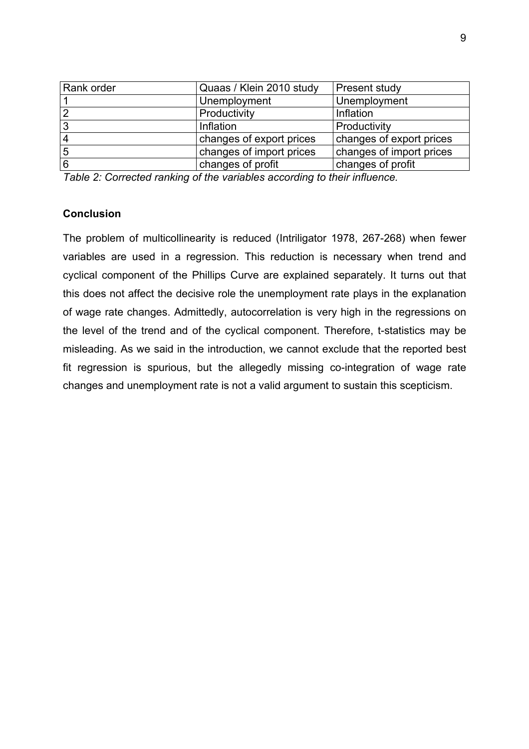| Rank order | Quaas / Klein 2010 study | Present study |
| --- | --- | --- |
| 1 | Unemployment | Unemployment |
| 2 | Productivity | Inflation |
| 3 | Inflation | Productivity |
| 4 | changes of export prices | changes of export prices |
| 5 | changes of import prices | changes of import prices |
| 6 | changes of profit | changes of profit |

*Table 2: Corrected ranking of the variables according to their influence.*

**Conclusion**

The problem of multicollinearity is reduced (Intriligator 1978, 267-268) when fewer variables are used in a regression. This reduction is necessary when trend and cyclical component of the Phillips Curve are explained separately. It turns out that this does not affect the decisive role the unemployment rate plays in the explanation of wage rate changes. Admittedly, autocorrelation is very high in the regressions on the level of the trend and of the cyclical component. Therefore, t-statistics may be misleading. As we said in the introduction, we cannot exclude that the reported best fit regression is spurious, but the allegedly missing co-integration of wage rate changes and unemployment rate is not a valid argument to sustain this scepticism.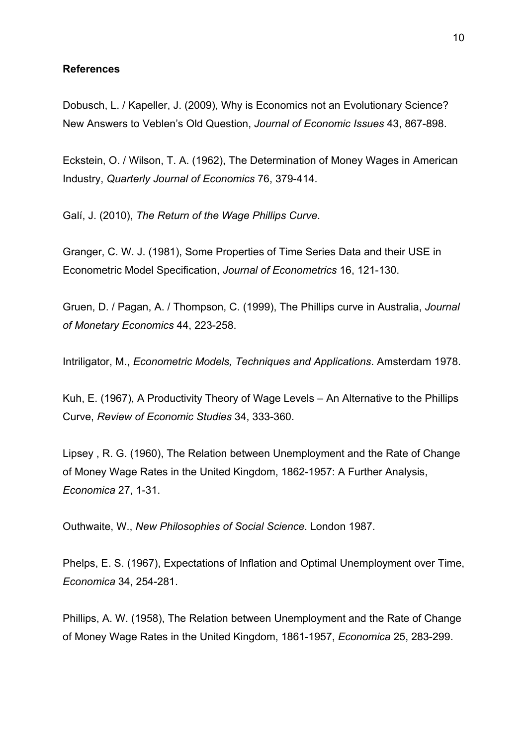**References**

Dobusch, L. / Kapeller, J. (2009), Why is Economics not an Evolutionary Science? New Answers to Veblen's Old Question, *Journal of Economic Issues* 43, 867-898.

Eckstein, O. / Wilson, T. A. (1962), The Determination of Money Wages in American Industry, *Quarterly Journal of Economics* 76, 379-414.

Galí, J. (2010), *The Return of the Wage Phillips Curve*.

Granger, C. W. J. (1981), Some Properties of Time Series Data and their USE in Econometric Model Specification, *Journal of Econometrics* 16, 121-130.

Gruen, D. / Pagan, A. / Thompson, C. (1999), The Phillips curve in Australia, *Journal of Monetary Economics* 44, 223-258.

Intriligator, M., *Econometric Models, Techniques and Applications*. Amsterdam 1978.

Kuh, E. (1967), A Productivity Theory of Wage Levels – An Alternative to the Phillips Curve, *Review of Economic Studies* 34, 333-360.

Lipsey , R. G. (1960), The Relation between Unemployment and the Rate of Change of Money Wage Rates in the United Kingdom, 1862-1957: A Further Analysis, *Economica* 27, 1-31.

Outhwaite, W., *New Philosophies of Social Science*. London 1987.

Phelps, E. S. (1967), Expectations of Inflation and Optimal Unemployment over Time, *Economica* 34, 254-281.

Phillips, A. W. (1958), The Relation between Unemployment and the Rate of Change of Money Wage Rates in the United Kingdom, 1861-1957, *Economica* 25, 283-299.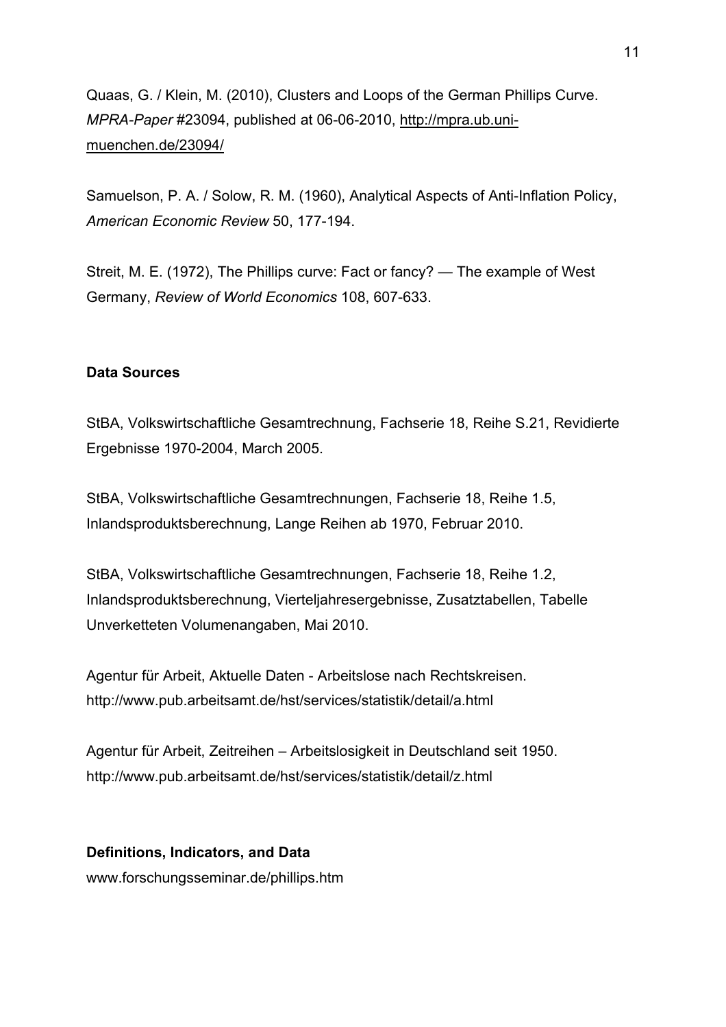Quaas, G. / Klein, M. (2010), Clusters and Loops of the German Phillips Curve. *MPRA-Paper* #23094, published at 06-06-2010, http://mpra.ub.uni-muenchen.de/23094/

Samuelson, P. A. / Solow, R. M. (1960), Analytical Aspects of Anti-Inflation Policy, *American Economic Review* 50, 177-194.

Streit, M. E. (1972), The Phillips curve: Fact or fancy? — The example of West Germany, *Review of World Economics* 108, 607-633.

**Data Sources**

StBA, Volkswirtschaftliche Gesamtrechnung, Fachserie 18, Reihe S.21, Revidierte Ergebnisse 1970-2004, March 2005.

StBA, Volkswirtschaftliche Gesamtrechnungen, Fachserie 18, Reihe 1.5, Inlandsproduktsberechnung, Lange Reihen ab 1970, Februar 2010.

StBA, Volkswirtschaftliche Gesamtrechnungen, Fachserie 18, Reihe 1.2, Inlandsproduktsberechnung, Vierteljahresergebnisse, Zusatztabellen, Tabelle Unverketteten Volumenangaben, Mai 2010.

Agentur für Arbeit, Aktuelle Daten - Arbeitslose nach Rechtskreisen. http://www.pub.arbeitsamt.de/hst/services/statistik/detail/a.html

Agentur für Arbeit, Zeitreihen – Arbeitslosigkeit in Deutschland seit 1950. http://www.pub.arbeitsamt.de/hst/services/statistik/detail/z.html

**Definitions, Indicators, and Data**
www.forschungsseminar.de/phillips.htm